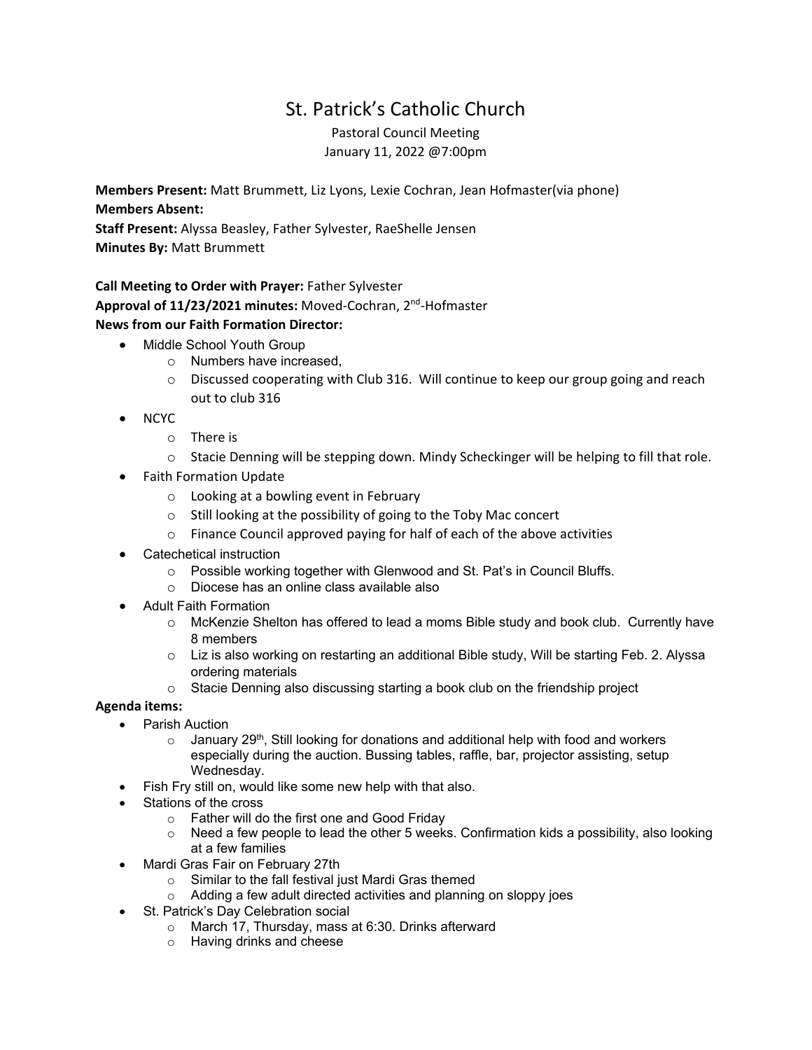# St. Patrick's Catholic Church

Pastoral Council Meeting
January 11, 2022 @7:00pm

**Members Present:** Matt Brummett, Liz Lyons, Lexie Cochran, Jean Hofmaster(via phone)
**Members Absent:**
**Staff Present:** Alyssa Beasley, Father Sylvester, RaeShelle Jensen
**Minutes By:** Matt Brummett

**Call Meeting to Order with Prayer:** Father Sylvester
**Approval of 11/23/2021 minutes:** Moved-Cochran, 2nd-Hofmaster
**News from our Faith Formation Director:**

- Middle School Youth Group
  - Numbers have increased,
  - Discussed cooperating with Club 316. Will continue to keep our group going and reach out to club 316
- NCYC
  - There is
  - Stacie Denning will be stepping down. Mindy Scheckinger will be helping to fill that role.
- Faith Formation Update
  - Looking at a bowling event in February
  - Still looking at the possibility of going to the Toby Mac concert
  - Finance Council approved paying for half of each of the above activities
- Catechetical instruction
  - Possible working together with Glenwood and St. Pat's in Council Bluffs.
  - Diocese has an online class available also
- Adult Faith Formation
  - McKenzie Shelton has offered to lead a moms Bible study and book club. Currently have 8 members
  - Liz is also working on restarting an additional Bible study, Will be starting Feb. 2. Alyssa ordering materials
  - Stacie Denning also discussing starting a book club on the friendship project

**Agenda items:**

- Parish Auction
  - January 29th, Still looking for donations and additional help with food and workers especially during the auction. Bussing tables, raffle, bar, projector assisting, setup Wednesday.
- Fish Fry still on, would like some new help with that also.
- Stations of the cross
  - Father will do the first one and Good Friday
  - Need a few people to lead the other 5 weeks. Confirmation kids a possibility, also looking at a few families
- Mardi Gras Fair on February 27th
  - Similar to the fall festival just Mardi Gras themed
  - Adding a few adult directed activities and planning on sloppy joes
- St. Patrick's Day Celebration social
  - March 17, Thursday, mass at 6:30. Drinks afterward
  - Having drinks and cheese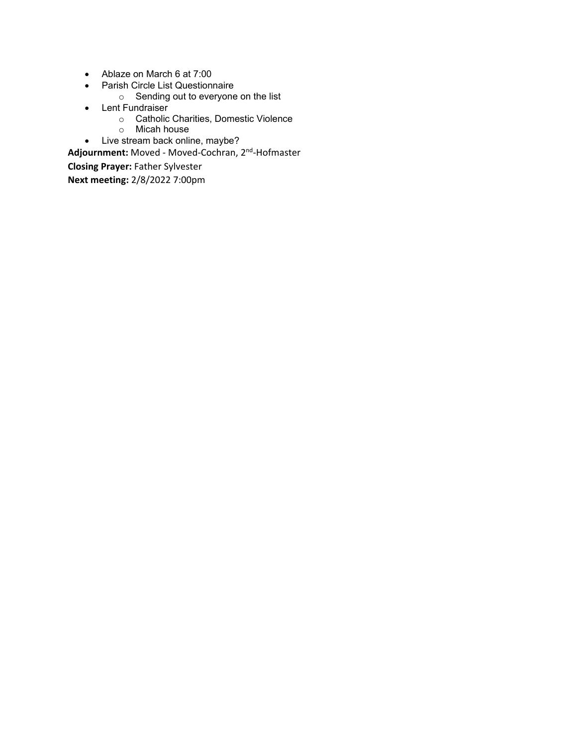- Ablaze on March 6 at 7:00
- Parish Circle List Questionnaire
    - Sending out to everyone on the list
- Lent Fundraiser
    - Catholic Charities, Domestic Violence
    - Micah house
- Live stream back online, maybe?

**Adjournment:** Moved - Moved-Cochran, 2nd-Hofmaster

**Closing Prayer:** Father Sylvester

**Next meeting:** 2/8/2022 7:00pm